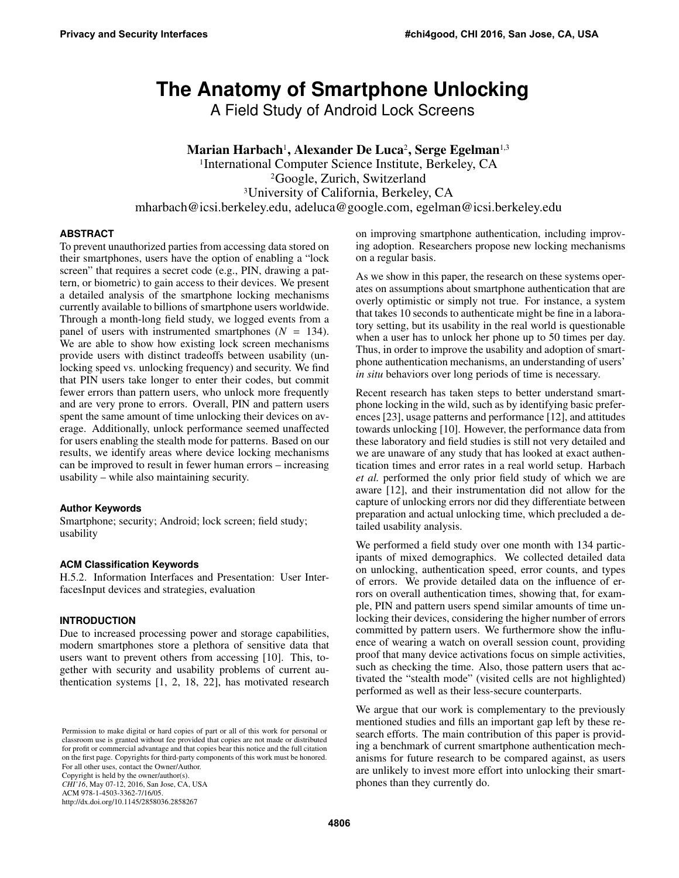# The Anatomy of Smartphone Unlocking

A Field Study of Android Lock Screens

**Marian Harbach**[1], **Alexander De Luca**[2], **Serge Egelman**[1,3]

[1]International Computer Science Institute, Berkeley, CA
[2]Google, Zurich, Switzerland
[3]University of California, Berkeley, CA
mharbach@icsi.berkeley.edu, adeluca@google.com, egelman@icsi.berkeley.edu

## ABSTRACT

To prevent unauthorized parties from accessing data stored on their smartphones, users have the option of enabling a "lock screen" that requires a secret code (e.g., PIN, drawing a pattern, or biometric) to gain access to their devices. We present a detailed analysis of the smartphone locking mechanisms currently available to billions of smartphone users worldwide. Through a month-long field study, we logged events from a panel of users with instrumented smartphones ($N = 134$). We are able to show how existing lock screen mechanisms provide users with distinct tradeoffs between usability (unlocking speed vs. unlocking frequency) and security. We find that PIN users take longer to enter their codes, but commit fewer errors than pattern users, who unlock more frequently and are very prone to errors. Overall, PIN and pattern users spent the same amount of time unlocking their devices on average. Additionally, unlock performance seemed unaffected for users enabling the stealth mode for patterns. Based on our results, we identify areas where device locking mechanisms can be improved to result in fewer human errors – increasing usability – while also maintaining security.

### Author Keywords

Smartphone; security; Android; lock screen; field study; usability

### ACM Classification Keywords

H.5.2. Information Interfaces and Presentation: User InterfacesInput devices and strategies, evaluation

## INTRODUCTION

Due to increased processing power and storage capabilities, modern smartphones store a plethora of sensitive data that users want to prevent others from accessing [10]. This, together with security and usability problems of current authentication systems [1, 2, 18, 22], has motivated research on improving smartphone authentication, including improving adoption. Researchers propose new locking mechanisms on a regular basis.

As we show in this paper, the research on these systems operates on assumptions about smartphone authentication that are overly optimistic or simply not true. For instance, a system that takes 10 seconds to authenticate might be fine in a laboratory setting, but its usability in the real world is questionable when a user has to unlock her phone up to 50 times per day. Thus, in order to improve the usability and adoption of smartphone authentication mechanisms, an understanding of users' *in situ* behaviors over long periods of time is necessary.

Recent research has taken steps to better understand smartphone locking in the wild, such as by identifying basic preferences [23], usage patterns and performance [12], and attitudes towards unlocking [10]. However, the performance data from these laboratory and field studies is still not very detailed and we are unaware of any study that has looked at exact authentication times and error rates in a real world setup. Harbach *et al.* performed the only prior field study of which we are aware [12], and their instrumentation did not allow for the capture of unlocking errors nor did they differentiate between preparation and actual unlocking time, which precluded a detailed usability analysis.

We performed a field study over one month with 134 participants of mixed demographics. We collected detailed data on unlocking, authentication speed, error counts, and types of errors. We provide detailed data on the influence of errors on overall authentication times, showing that, for example, PIN and pattern users spend similar amounts of time unlocking their devices, considering the higher number of errors committed by pattern users. We furthermore show the influence of wearing a watch on overall session count, providing proof that many device activations focus on simple activities, such as checking the time. Also, those pattern users that activated the "stealth mode" (visited cells are not highlighted) performed as well as their less-secure counterparts.

We argue that our work is complementary to the previously mentioned studies and fills an important gap left by these research efforts. The main contribution of this paper is providing a benchmark of current smartphone authentication mechanisms for future research to be compared against, as users are unlikely to invest more effort into unlocking their smartphones than they currently do.

Permission to make digital or hard copies of part or all of this work for personal or classroom use is granted without fee provided that copies are not made or distributed for profit or commercial advantage and that copies bear this notice and the full citation on the first page. Copyrights for third-party components of this work must be honored. For all other uses, contact the Owner/Author.
Copyright is held by the owner/author(s).
*CHI'16*, May 07-12, 2016, San Jose, CA, USA
ACM 978-1-4503-3362-7/16/05.
http://dx.doi.org/10.1145/2858036.2858267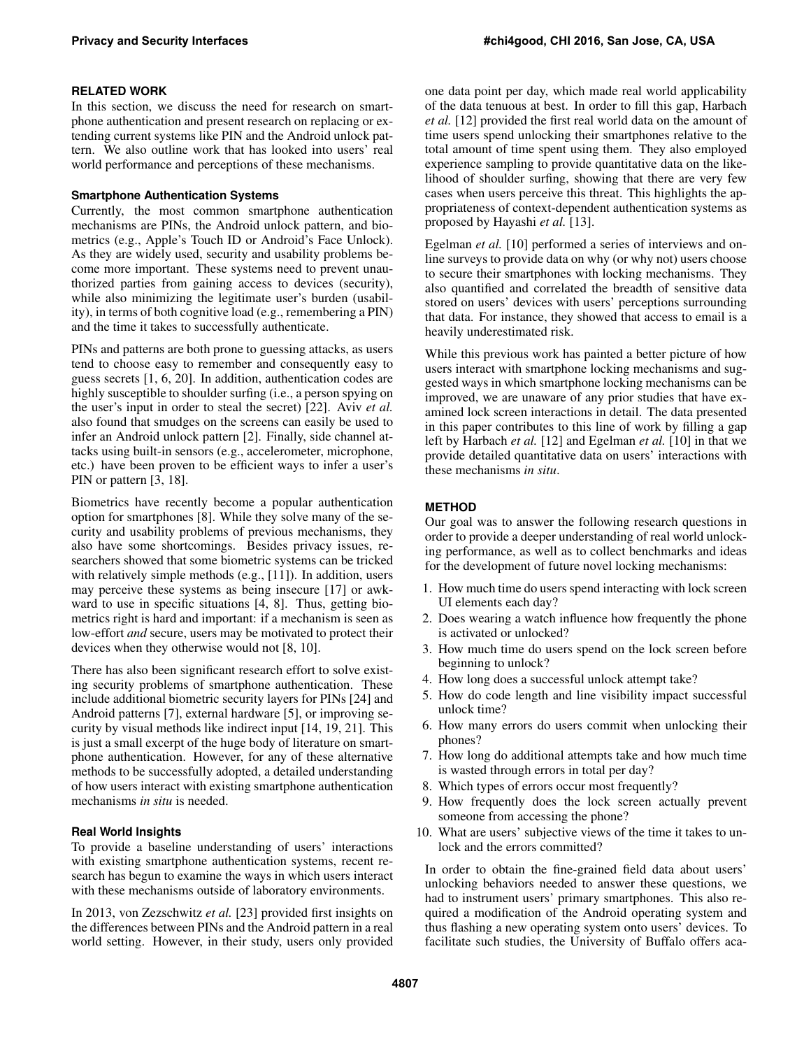## RELATED WORK

In this section, we discuss the need for research on smartphone authentication and present research on replacing or extending current systems like PIN and the Android unlock pattern. We also outline work that has looked into users' real world performance and perceptions of these mechanisms.

### Smartphone Authentication Systems

Currently, the most common smartphone authentication mechanisms are PINs, the Android unlock pattern, and biometrics (e.g., Apple's Touch ID or Android's Face Unlock). As they are widely used, security and usability problems become more important. These systems need to prevent unauthorized parties from gaining access to devices (security), while also minimizing the legitimate user's burden (usability), in terms of both cognitive load (e.g., remembering a PIN) and the time it takes to successfully authenticate.

PINs and patterns are both prone to guessing attacks, as users tend to choose easy to remember and consequently easy to guess secrets [1, 6, 20]. In addition, authentication codes are highly susceptible to shoulder surfing (i.e., a person spying on the user's input in order to steal the secret) [22]. Aviv *et al.* also found that smudges on the screens can easily be used to infer an Android unlock pattern [2]. Finally, side channel attacks using built-in sensors (e.g., accelerometer, microphone, etc.) have been proven to be efficient ways to infer a user's PIN or pattern [3, 18].

Biometrics have recently become a popular authentication option for smartphones [8]. While they solve many of the security and usability problems of previous mechanisms, they also have some shortcomings. Besides privacy issues, researchers showed that some biometric systems can be tricked with relatively simple methods (e.g., [11]). In addition, users may perceive these systems as being insecure [17] or awkward to use in specific situations [4, 8]. Thus, getting biometrics right is hard and important: if a mechanism is seen as low-effort *and* secure, users may be motivated to protect their devices when they otherwise would not [8, 10].

There has also been significant research effort to solve existing security problems of smartphone authentication. These include additional biometric security layers for PINs [24] and Android patterns [7], external hardware [5], or improving security by visual methods like indirect input [14, 19, 21]. This is just a small excerpt of the huge body of literature on smartphone authentication. However, for any of these alternative methods to be successfully adopted, a detailed understanding of how users interact with existing smartphone authentication mechanisms *in situ* is needed.

### Real World Insights

To provide a baseline understanding of users' interactions with existing smartphone authentication systems, recent research has begun to examine the ways in which users interact with these mechanisms outside of laboratory environments.

In 2013, von Zezschwitz *et al.* [23] provided first insights on the differences between PINs and the Android pattern in a real world setting. However, in their study, users only provided one data point per day, which made real world applicability of the data tenuous at best. In order to fill this gap, Harbach *et al.* [12] provided the first real world data on the amount of time users spend unlocking their smartphones relative to the total amount of time spent using them. They also employed experience sampling to provide quantitative data on the likelihood of shoulder surfing, showing that there are very few cases when users perceive this threat. This highlights the appropriateness of context-dependent authentication systems as proposed by Hayashi *et al.* [13].

Egelman *et al.* [10] performed a series of interviews and online surveys to provide data on why (or why not) users choose to secure their smartphones with locking mechanisms. They also quantified and correlated the breadth of sensitive data stored on users' devices with users' perceptions surrounding that data. For instance, they showed that access to email is a heavily underestimated risk.

While this previous work has painted a better picture of how users interact with smartphone locking mechanisms and suggested ways in which smartphone locking mechanisms can be improved, we are unaware of any prior studies that have examined lock screen interactions in detail. The data presented in this paper contributes to this line of work by filling a gap left by Harbach *et al.* [12] and Egelman *et al.* [10] in that we provide detailed quantitative data on users' interactions with these mechanisms *in situ*.

## METHOD

Our goal was to answer the following research questions in order to provide a deeper understanding of real world unlocking performance, as well as to collect benchmarks and ideas for the development of future novel locking mechanisms:

1. How much time do users spend interacting with lock screen UI elements each day?
2. Does wearing a watch influence how frequently the phone is activated or unlocked?
3. How much time do users spend on the lock screen before beginning to unlock?
4. How long does a successful unlock attempt take?
5. How do code length and line visibility impact successful unlock time?
6. How many errors do users commit when unlocking their phones?
7. How long do additional attempts take and how much time is wasted through errors in total per day?
8. Which types of errors occur most frequently?
9. How frequently does the lock screen actually prevent someone from accessing the phone?
10. What are users' subjective views of the time it takes to unlock and the errors committed?

In order to obtain the fine-grained field data about users' unlocking behaviors needed to answer these questions, we had to instrument users' primary smartphones. This also required a modification of the Android operating system and thus flashing a new operating system onto users' devices. To facilitate such studies, the University of Buffalo offers aca-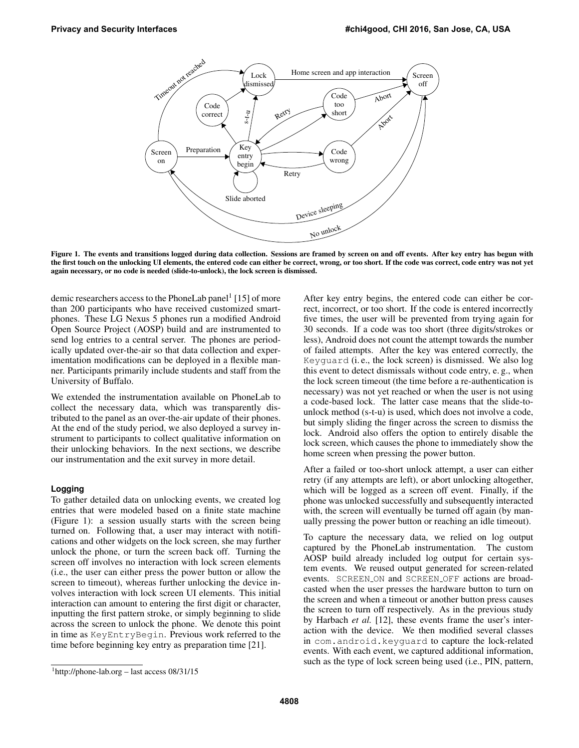Timeout not reached

Lock dismissed

Home screen and app interaction

Screen off

Code correct

Code too short

Abort

Retry

s-t-u

Abort

Screen on

Preparation

Key entry begin

Code wrong

Retry

Slide aborted

Device sleeping

No unlock

**Figure 1. The events and transitions logged during data collection. Sessions are framed by screen on and off events. After key entry has begun with the first touch on the unlocking UI elements, the entered code can either be correct, wrong, or too short. If the code was correct, code entry was not yet again necessary, or no code is needed (slide-to-unlock), the lock screen is dismissed.**

demic researchers access to the PhoneLab panel[1] [15] of more than 200 participants who have received customized smartphones. These LG Nexus 5 phones run a modified Android Open Source Project (AOSP) build and are instrumented to send log entries to a central server. The phones are periodically updated over-the-air so that data collection and experimentation modifications can be deployed in a flexible manner. Participants primarily include students and staff from the University of Buffalo.

We extended the instrumentation available on PhoneLab to collect the necessary data, which was transparently distributed to the panel as an over-the-air update of their phones. At the end of the study period, we also deployed a survey instrument to participants to collect qualitative information on their unlocking behaviors. In the next sections, we describe our instrumentation and the exit survey in more detail.

### Logging

To gather detailed data on unlocking events, we created log entries that were modeled based on a finite state machine (Figure 1): a session usually starts with the screen being turned on. Following that, a user may interact with notifications and other widgets on the lock screen, she may further unlock the phone, or turn the screen back off. Turning the screen off involves no interaction with lock screen elements (i.e., the user can either press the power button or allow the screen to timeout), whereas further unlocking the device involves interaction with lock screen UI elements. This initial interaction can amount to entering the first digit or character, inputting the first pattern stroke, or simply beginning to slide across the screen to unlock the phone. We denote this point in time as `KeyEntryBegin`. Previous work referred to the time before beginning key entry as preparation time [21].

After key entry begins, the entered code can either be correct, incorrect, or too short. If the code is entered incorrectly five times, the user will be prevented from trying again for 30 seconds. If a code was too short (three digits/strokes or less), Android does not count the attempt towards the number of failed attempts. After the key was entered correctly, the `Keyguard` (i. e., the lock screen) is dismissed. We also log this event to detect dismissals without code entry, e. g., when the lock screen timeout (the time before a re-authentication is necessary) was not yet reached or when the user is not using a code-based lock. The latter case means that the slide-to-unlock method (s-t-u) is used, which does not involve a code, but simply sliding the finger across the screen to dismiss the lock. Android also offers the option to entirely disable the lock screen, which causes the phone to immediately show the home screen when pressing the power button.

After a failed or too-short unlock attempt, a user can either retry (if any attempts are left), or abort unlocking altogether, which will be logged as a screen off event. Finally, if the phone was unlocked successfully and subsequently interacted with, the screen will eventually be turned off again (by manually pressing the power button or reaching an idle timeout).

To capture the necessary data, we relied on log output captured by the PhoneLab instrumentation. The custom AOSP build already included log output for certain system events. We reused output generated for screen-related events. `SCREEN_ON` and `SCREEN_OFF` actions are broadcasted when the user presses the hardware button to turn on the screen and when a timeout or another button press causes the screen to turn off respectively. As in the previous study by Harbach *et al.* [12], these events frame the user's interaction with the device. We then modified several classes in `com.android.keyguard` to capture the lock-related events. With each event, we captured additional information, such as the type of lock screen being used (i.e., PIN, pattern,

[1]http://phone-lab.org – last access 08/31/15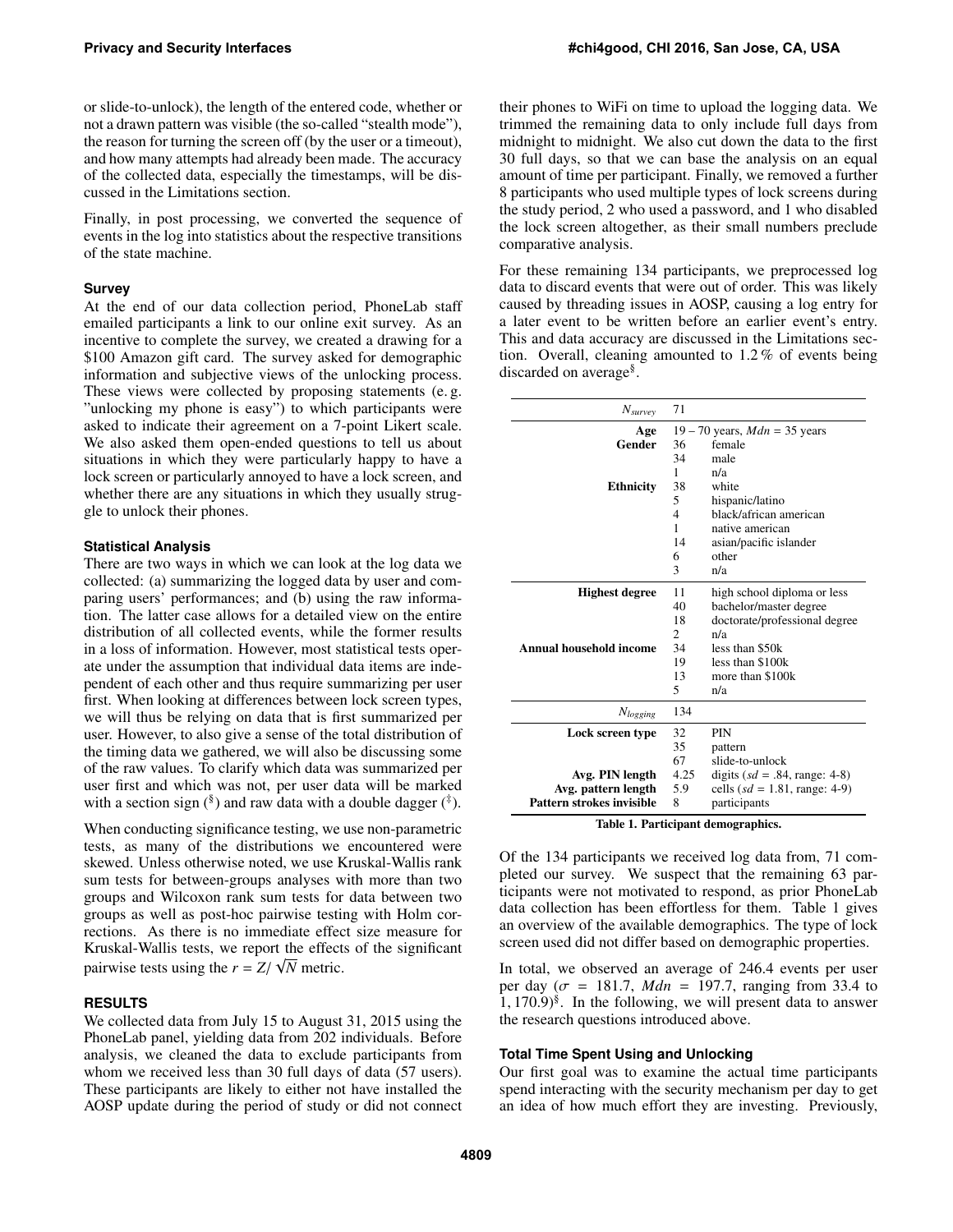or slide-to-unlock), the length of the entered code, whether or not a drawn pattern was visible (the so-called "stealth mode"), the reason for turning the screen off (by the user or a timeout), and how many attempts had already been made. The accuracy of the collected data, especially the timestamps, will be discussed in the Limitations section.

Finally, in post processing, we converted the sequence of events in the log into statistics about the respective transitions of the state machine.

### Survey

At the end of our data collection period, PhoneLab staff emailed participants a link to our online exit survey. As an incentive to complete the survey, we created a drawing for a $100 Amazon gift card. The survey asked for demographic information and subjective views of the unlocking process. These views were collected by proposing statements (e. g. "unlocking my phone is easy") to which participants were asked to indicate their agreement on a 7-point Likert scale. We also asked them open-ended questions to tell us about situations in which they were particularly happy to have a lock screen or particularly annoyed to have a lock screen, and whether there are any situations in which they usually struggle to unlock their phones.

### Statistical Analysis

There are two ways in which we can look at the log data we collected: (a) summarizing the logged data by user and comparing users' performances; and (b) using the raw information. The latter case allows for a detailed view on the entire distribution of all collected events, while the former results in a loss of information. However, most statistical tests operate under the assumption that individual data items are independent of each other and thus require summarizing per user first. When looking at differences between lock screen types, we will thus be relying on data that is first summarized per user. However, to also give a sense of the total distribution of the timing data we gathered, we will also be discussing some of the raw values. To clarify which data was summarized per user first and which was not, per user data will be marked with a section sign (§) and raw data with a double dagger (‡).

When conducting significance testing, we use non-parametric tests, as many of the distributions we encountered were skewed. Unless otherwise noted, we use Kruskal-Wallis rank sum tests for between-groups analyses with more than two groups and Wilcoxon rank sum tests for data between two groups as well as post-hoc pairwise testing with Holm corrections. As there is no immediate effect size measure for Kruskal-Wallis tests, we report the effects of the significant pairwise tests using the $r = Z/\sqrt{N}$ metric.

## RESULTS

We collected data from July 15 to August 31, 2015 using the PhoneLab panel, yielding data from 202 individuals. Before analysis, we cleaned the data to exclude participants from whom we received less than 30 full days of data (57 users). These participants are likely to either not have installed the AOSP update during the period of study or did not connect their phones to WiFi on time to upload the logging data. We trimmed the remaining data to only include full days from midnight to midnight. We also cut down the data to the first 30 full days, so that we can base the analysis on an equal amount of time per participant. Finally, we removed a further 8 participants who used multiple types of lock screens during the study period, 2 who used a password, and 1 who disabled the lock screen altogether, as their small numbers preclude comparative analysis.

For these remaining 134 participants, we preprocessed log data to discard events that were out of order. This was likely caused by threading issues in AOSP, causing a log entry for a later event to be written before an earlier event's entry. This and data accuracy are discussed in the Limitations section. Overall, cleaning amounted to 1.2 % of events being discarded on average§.

| | | |
|---|---|---|
| $N_{survey}$ | 71 | |
| **Age** | 19 – 70 years, $Mdn$ = 35 years | |
| **Gender** | 36 | female |
| | 34 | male |
| | 1 | n/a |
| **Ethnicity** | 38 | white |
| | 5 | hispanic/latino |
| | 4 | black/african american |
| | 1 | native american |
| | 14 | asian/pacific islander |
| | 6 | other |
| | 3 | n/a |
| **Highest degree** | 11 | high school diploma or less |
| | 40 | bachelor/master degree |
| | 18 | doctorate/professional degree |
| | 2 | n/a |
| **Annual household income** | 34 | less than $50k |
| | 19 | less than $100k |
| | 13 | more than $100k |
| | 5 | n/a |
| $N_{logging}$ | 134 | |
| **Lock screen type** | 32 | PIN |
| | 35 | pattern |
| | 67 | slide-to-unlock |
| **Avg. PIN length** | 4.25 | digits ($sd$ = .84, range: 4-8) |
| **Avg. pattern length** | 5.9 | cells ($sd$ = 1.81, range: 4-9) |
| **Pattern strokes invisible** | 8 | participants |

Table 1. Participant demographics.

Of the 134 participants we received log data from, 71 completed our survey. We suspect that the remaining 63 participants were not motivated to respond, as prior PhoneLab data collection has been effortless for them. Table 1 gives an overview of the available demographics. The type of lock screen used did not differ based on demographic properties.

In total, we observed an average of 246.4 events per user per day ($\sigma$ = 181.7, $Mdn$ = 197.7, ranging from 33.4 to 1,170.9)§. In the following, we will present data to answer the research questions introduced above.

### Total Time Spent Using and Unlocking

Our first goal was to examine the actual time participants spend interacting with the security mechanism per day to get an idea of how much effort they are investing. Previously,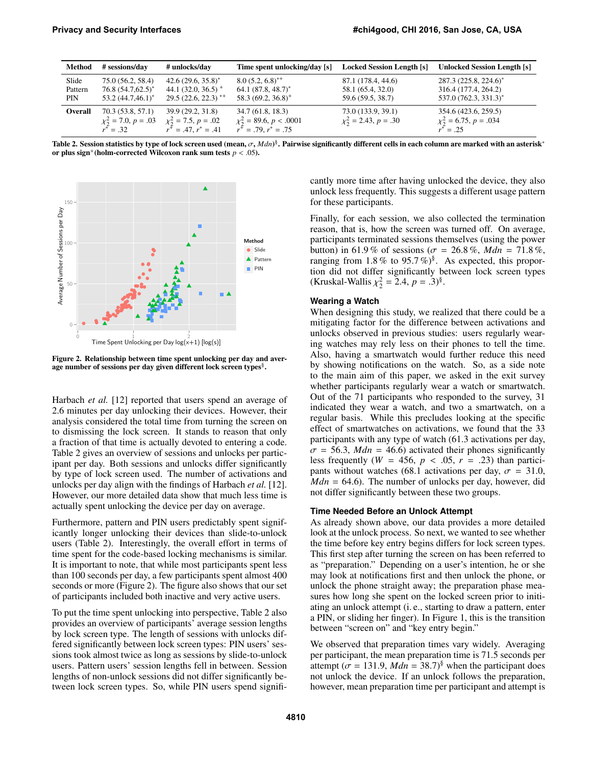| Method | # sessions/day | # unlocks/day | Time spent unlocking/day [s] | Locked Session Length [s] | Unlocked Session Length [s] |
|---|---|---|---|---|---|
| Slide<br>Pattern<br>PIN | 75.0 (56.2, 58.4)<br>76.8 (54.7,62.5)*<br>53.2 (44.7,46.1)* | 42.6 (29.6, 35.8)*<br>44.1 (32.0, 36.5) +<br>29.5 (22.6, 22.3) *+ | 8.0 (5.2, 6.8)*+<br>64.1 (87.8, 48.7)*<br>58.3 (69.2, 36.8)+ | 87.1 (178.4, 44.6)<br>58.1 (65.4, 32.0)<br>59.6 (59.5, 38.7) | 287.3 (225.8, 224.6)*<br>316.4 (177.4, 264.2)<br>537.0 (762.3, 331.3)* |
| **Overall** | 70.3 (53.8, 57.1)<br>$\chi^2_2 = 7.0$, $p = .03$<br>$r^* = .32$ | 39.9 (29.2, 31.8)<br>$\chi^2_2 = 7.5$, $p = .02$<br>$r^+ = .47$, $r^* = .41$ | 34.7 (61.8, 18.3)<br>$\chi^2_2 = 89.6$, $p < .0001$<br>$r^+ = .79$, $r^* = .75$ | 73.0 (133.9, 39.1)<br>$\chi^2_2 = 2.43$, $p = .30$ | 354.6 (423.6, 259.5)<br>$\chi^2_2 = 6.75$, $p = .034$<br>$r^* = .25$ |

**Table 2. Session statistics by type of lock screen used (mean, $\sigma$, *Mdn*)[§]. Pairwise significantly different cells in each column are marked with an asterisk* or plus sign+ (holm-corrected Wilcoxon rank sum tests $p < .05$).**

**Figure 2. Relationship between time spent unlocking per day and average number of sessions per day given different lock screen types[§].**

Harbach *et al.* [12] reported that users spend an average of 2.6 minutes per day unlocking their devices. However, their analysis considered the total time from turning the screen on to dismissing the lock screen. It stands to reason that only a fraction of that time is actually devoted to entering a code. Table 2 gives an overview of sessions and unlocks per participant per day. Both sessions and unlocks differ significantly by type of lock screen used. The number of activations and unlocks per day align with the findings of Harbach *et al.* [12]. However, our more detailed data show that much less time is actually spent unlocking the device per day on average.

Furthermore, pattern and PIN users predictably spent significantly longer unlocking their devices than slide-to-unlock users (Table 2). Interestingly, the overall effort in terms of time spent for the code-based locking mechanisms is similar. It is important to note, that while most participants spent less than 100 seconds per day, a few participants spent almost 400 seconds or more (Figure 2). The figure also shows that our set of participants included both inactive and very active users.

To put the time spent unlocking into perspective, Table 2 also provides an overview of participants' average session lengths by lock screen type. The length of sessions with unlocks differed significantly between lock screen types: PIN users' sessions took almost twice as long as sessions by slide-to-unlock users. Pattern users' session lengths fell in between. Session lengths of non-unlock sessions did not differ significantly between lock screen types. So, while PIN users spend significantly more time after having unlocked the device, they also unlock less frequently. This suggests a different usage pattern for these participants.

Finally, for each session, we also collected the termination reason, that is, how the screen was turned off. On average, participants terminated sessions themselves (using the power button) in 61.9 % of sessions ($\sigma$ = 26.8 %, *Mdn* = 71.8 %, ranging from 1.8 % to 95.7 %)[§]. As expected, this proportion did not differ significantly between lock screen types (Kruskal-Wallis $\chi^2_2 = 2.4$, $p = .3$)[§].

### Wearing a Watch

When designing this study, we realized that there could be a mitigating factor for the difference between activations and unlocks observed in previous studies: users regularly wearing watches may rely less on their phones to tell the time. Also, having a smartwatch would further reduce this need by showing notifications on the watch. So, as a side note to the main aim of this paper, we asked in the exit survey whether participants regularly wear a watch or smartwatch. Out of the 71 participants who responded to the survey, 31 indicated they wear a watch, and two a smartwatch, on a regular basis. While this precludes looking at the specific effect of smartwatches on activations, we found that the 33 participants with any type of watch (61.3 activations per day, $\sigma$ = 56.3, *Mdn* = 46.6) activated their phones significantly less frequently ($W$ = 456, $p < .05$, $r$ = .23) than participants without watches (68.1 activations per day, $\sigma$ = 31.0, *Mdn* = 64.6). The number of unlocks per day, however, did not differ significantly between these two groups.

### Time Needed Before an Unlock Attempt

As already shown above, our data provides a more detailed look at the unlock process. So next, we wanted to see whether the time before key entry begins differs for lock screen types. This first step after turning the screen on has been referred to as "preparation." Depending on a user's intention, he or she may look at notifications first and then unlock the phone, or unlock the phone straight away; the preparation phase measures how long she spent on the locked screen prior to initiating an unlock attempt (i. e., starting to draw a pattern, enter a PIN, or sliding her finger). In Figure 1, this is the transition between "screen on" and "key entry begin."

We observed that preparation times vary widely. Averaging per participant, the mean preparation time is 71.5 seconds per attempt ($\sigma$ = 131.9, *Mdn* = 38.7)[§] when the participant does not unlock the device. If an unlock follows the preparation, however, mean preparation time per participant and attempt is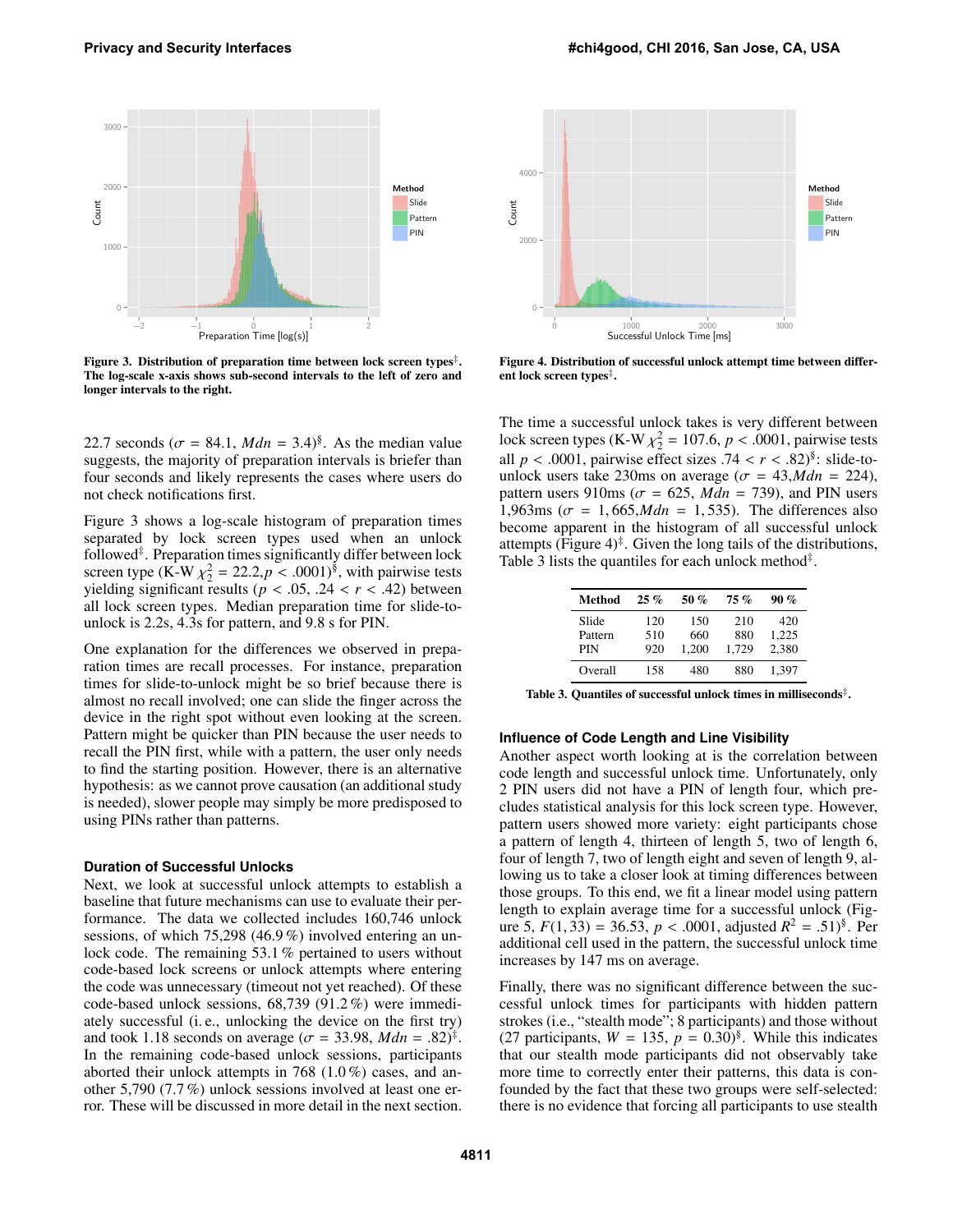Figure 3. Distribution of preparation time between lock screen types‡. The log-scale x-axis shows sub-second intervals to the left of zero and longer intervals to the right.

Figure 4. Distribution of successful unlock attempt time between different lock screen types‡.

22.7 seconds ($\sigma$ = 84.1, *Mdn* = 3.4)§. As the median value suggests, the majority of preparation intervals is briefer than four seconds and likely represents the cases where users do not check notifications first.

Figure 3 shows a log-scale histogram of preparation times separated by lock screen types used when an unlock followed‡. Preparation times significantly differ between lock screen type (K-W $\chi^2_2$ = 22.2, $p < .0001$)§, with pairwise tests yielding significant results ($p < .05$, $.24 < r < .42$) between all lock screen types. Median preparation time for slide-to-unlock is 2.2s, 4.3s for pattern, and 9.8 s for PIN.

One explanation for the differences we observed in preparation times are recall processes. For instance, preparation times for slide-to-unlock might be so brief because there is almost no recall involved; one can slide the finger across the device in the right spot without even looking at the screen. Pattern might be quicker than PIN because the user needs to recall the PIN first, while with a pattern, the user only needs to find the starting position. However, there is an alternative hypothesis: as we cannot prove causation (an additional study is needed), slower people may simply be more predisposed to using PINs rather than patterns.

### Duration of Successful Unlocks

Next, we look at successful unlock attempts to establish a baseline that future mechanisms can use to evaluate their performance. The data we collected includes 160,746 unlock sessions, of which 75,298 (46.9 %) involved entering an unlock code. The remaining 53.1 % pertained to users without code-based lock screens or unlock attempts where entering the code was unnecessary (timeout not yet reached). Of these code-based unlock sessions, 68,739 (91.2 %) were immediately successful (i. e., unlocking the device on the first try) and took 1.18 seconds on average ($\sigma$ = 33.98, *Mdn* = .82)‡. In the remaining code-based unlock sessions, participants aborted their unlock attempts in 768 (1.0 %) cases, and another 5,790 (7.7 %) unlock sessions involved at least one error. These will be discussed in more detail in the next section.

The time a successful unlock takes is very different between lock screen types (K-W $\chi^2_2$ = 107.6, $p < .0001$, pairwise tests all $p < .0001$, pairwise effect sizes $.74 < r < .82$)§: slide-to-unlock users take 230ms on average ($\sigma$ = 43, *Mdn* = 224), pattern users 910ms ($\sigma$ = 625, *Mdn* = 739), and PIN users 1,963ms ($\sigma$ = 1,665, *Mdn* = 1,535). The differences also become apparent in the histogram of all successful unlock attempts (Figure 4)‡. Given the long tails of the distributions, Table 3 lists the quantiles for each unlock method‡.

| Method | 25 % | 50 % | 75 % | 90 % |
|---|---|---|---|---|
| Slide | 120 | 150 | 210 | 420 |
| Pattern | 510 | 660 | 880 | 1,225 |
| PIN | 920 | 1,200 | 1,729 | 2,380 |
| Overall | 158 | 480 | 880 | 1,397 |

Table 3. Quantiles of successful unlock times in milliseconds‡.

### Influence of Code Length and Line Visibility

Another aspect worth looking at is the correlation between code length and successful unlock time. Unfortunately, only 2 PIN users did not have a PIN of length four, which precludes statistical analysis for this lock screen type. However, pattern users showed more variety: eight participants chose a pattern of length 4, thirteen of length 5, two of length 6, four of length 7, two of length eight and seven of length 9, allowing us to take a closer look at timing differences between those groups. To this end, we fit a linear model using pattern length to explain average time for a successful unlock (Figure 5, $F(1, 33) = 36.53$, $p < .0001$, adjusted $R^2 = .51$)§. Per additional cell used in the pattern, the successful unlock time increases by 147 ms on average.

Finally, there was no significant difference between the successful unlock times for participants with hidden pattern strokes (i.e., "stealth mode"; 8 participants) and those without (27 participants, $W = 135$, $p = 0.30$)§. While this indicates that our stealth mode participants did not observably take more time to correctly enter their patterns, this data is confounded by the fact that these two groups were self-selected: there is no evidence that forcing all participants to use stealth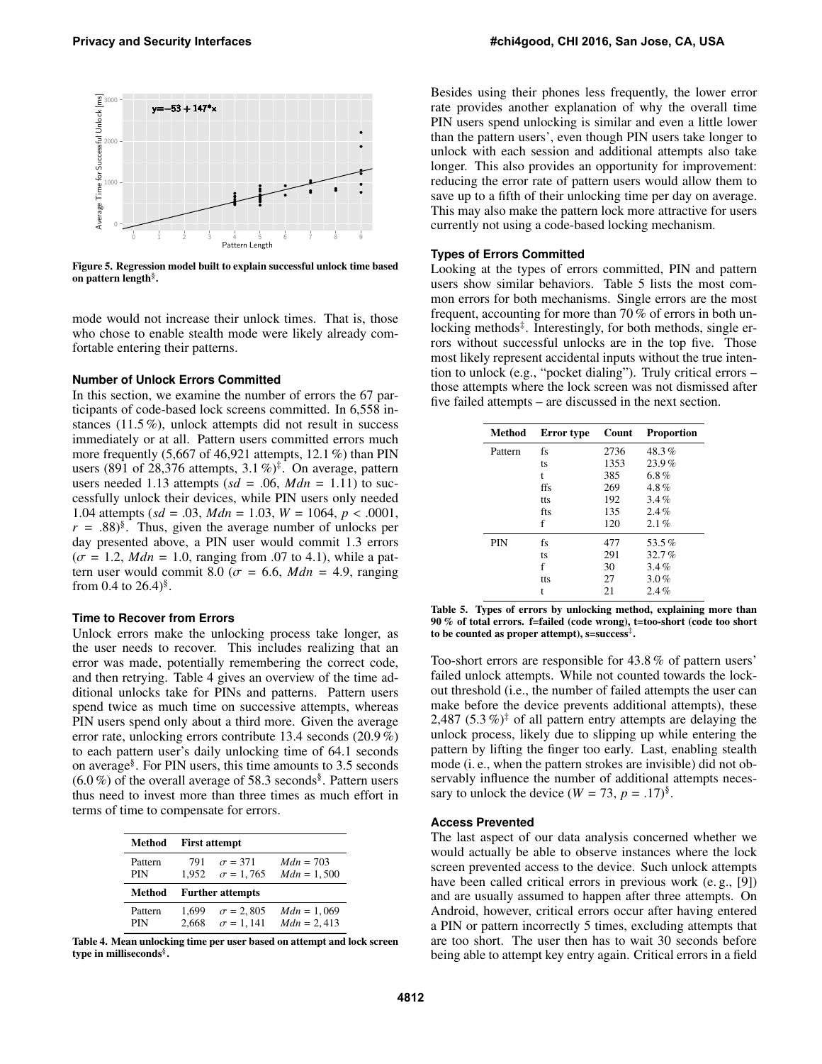Figure 5. Regression model built to explain successful unlock time based on pattern length[§].

mode would not increase their unlock times. That is, those who chose to enable stealth mode were likely already comfortable entering their patterns.

### Number of Unlock Errors Committed

In this section, we examine the number of errors the 67 participants of code-based lock screens committed. In 6,558 instances (11.5 %), unlock attempts did not result in success immediately or at all. Pattern users committed errors much more frequently (5,667 of 46,921 attempts, 12.1 %) than PIN users (891 of 28,376 attempts, 3.1 %)[‡]. On average, pattern users needed 1.13 attempts ($sd$ = .06, $Mdn$ = 1.11) to successfully unlock their devices, while PIN users only needed 1.04 attempts ($sd$ = .03, $Mdn$ = 1.03, $W$ = 1064, $p$ < .0001, $r$ = .88)[§]. Thus, given the average number of unlocks per day presented above, a PIN user would commit 1.3 errors ($\sigma$ = 1.2, $Mdn$ = 1.0, ranging from .07 to 4.1), while a pattern user would commit 8.0 ($\sigma$ = 6.6, $Mdn$ = 4.9, ranging from 0.4 to 26.4)[§].

### Time to Recover from Errors

Unlock errors make the unlocking process take longer, as the user needs to recover. This includes realizing that an error was made, potentially remembering the correct code, and then retrying. Table 4 gives an overview of the time additional unlocks take for PINs and patterns. Pattern users spend twice as much time on successive attempts, whereas PIN users spend only about a third more. Given the average error rate, unlocking errors contribute 13.4 seconds (20.9 %) to each pattern user's daily unlocking time of 64.1 seconds on average[§]. For PIN users, this time amounts to 3.5 seconds (6.0 %) of the overall average of 58.3 seconds[§]. Pattern users thus need to invest more than three times as much effort in terms of time to compensate for errors.

| Method | First attempt | | |
|---|---|---|---|
| Pattern | 791 | $\sigma$ = 371 | $Mdn$ = 703 |
| PIN | 1,952 | $\sigma$ = 1,765 | $Mdn$ = 1,500 |
| **Method** | **Further attempts** | | |
| Pattern | 1,699 | $\sigma$ = 2,805 | $Mdn$ = 1,069 |
| PIN | 2,668 | $\sigma$ = 1,141 | $Mdn$ = 2,413 |

Table 4. Mean unlocking time per user based on attempt and lock screen type in milliseconds[§].

Besides using their phones less frequently, the lower error rate provides another explanation of why the overall time PIN users spend unlocking is similar and even a little lower than the pattern users', even though PIN users take longer to unlock with each session and additional attempts also take longer. This also provides an opportunity for improvement: reducing the error rate of pattern users would allow them to save up to a fifth of their unlocking time per day on average. This may also make the pattern lock more attractive for users currently not using a code-based locking mechanism.

### Types of Errors Committed

Looking at the types of errors committed, PIN and pattern users show similar behaviors. Table 5 lists the most common errors for both mechanisms. Single errors are the most frequent, accounting for more than 70 % of errors in both unlocking methods[‡]. Interestingly, for both methods, single errors without successful unlocks are in the top five. Those most likely represent accidental inputs without the true intention to unlock (e.g., "pocket dialing"). Truly critical errors – those attempts where the lock screen was not dismissed after five failed attempts – are discussed in the next section.

| Method | Error type | Count | Proportion |
|---|---|---|---|
| Pattern | fs | 2736 | 48.3 % |
| | ts | 1353 | 23.9 % |
| | t | 385 | 6.8 % |
| | ffs | 269 | 4.8 % |
| | tts | 192 | 3.4 % |
| | fts | 135 | 2.4 % |
| | f | 120 | 2.1 % |
| PIN | fs | 477 | 53.5 % |
| | ts | 291 | 32.7 % |
| | f | 30 | 3.4 % |
| | tts | 27 | 3.0 % |
| | t | 21 | 2.4 % |

Table 5. Types of errors by unlocking method, explaining more than 90 % of total errors. f=failed (code wrong), t=too-short (code too short to be counted as proper attempt), s=success[‡].

Too-short errors are responsible for 43.8 % of pattern users' failed unlock attempts. While not counted towards the lockout threshold (i.e., the number of failed attempts the user can make before the device prevents additional attempts), these 2,487 (5.3 %)[‡] of all pattern entry attempts are delaying the unlock process, likely due to slipping up while entering the pattern by lifting the finger too early. Last, enabling stealth mode (i. e., when the pattern strokes are invisible) did not observably influence the number of additional attempts necessary to unlock the device ($W$ = 73, $p$ = .17)[§].

### Access Prevented

The last aspect of our data analysis concerned whether we would actually be able to observe instances where the lock screen prevented access to the device. Such unlock attempts have been called critical errors in previous work (e. g., [9]) and are usually assumed to happen after three attempts. On Android, however, critical errors occur after having entered a PIN or pattern incorrectly 5 times, excluding attempts that are too short. The user then has to wait 30 seconds before being able to attempt key entry again. Critical errors in a field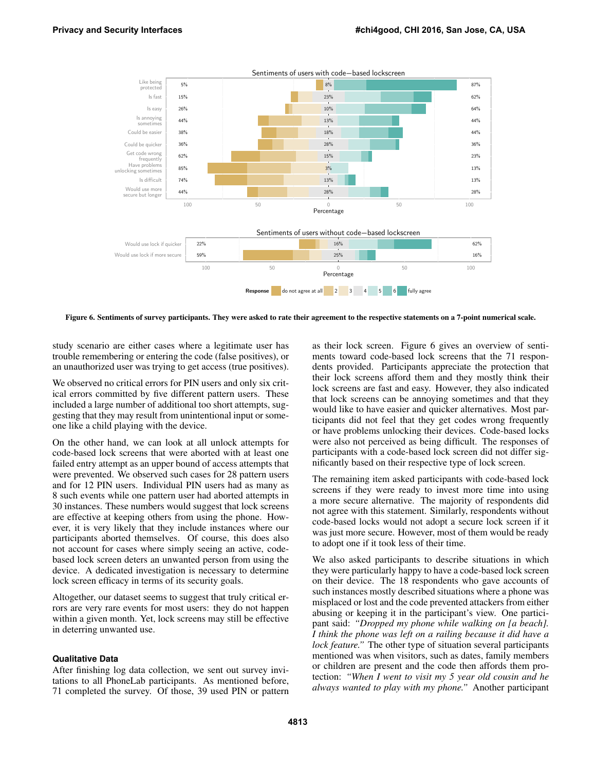Sentiments of users with code—based lockscreen

Like being protected 5% 8% 87%
Is fast 15% 23% 62%
Is easy 26% 10% 64%
Is annoying sometimes 44% 13% 44%
Could be easier 38% 18% 44%
Could be quicker 36% 28% 36%
Get code wrong frequently 62% 15% 23%
Have problems unlocking sometimes 85% 3% 13%
Is difficult 74% 13% 13%
Would use more secure but longer 44% 28% 28%

100 50 0 50 100
Percentage

Sentiments of users without code—based lockscreen

Would use lock if quicker 22% 16% 62%
Would use lock if more secure 59% 25% 16%

100 50 0 50 100
Percentage

Response: do not agree at all, 2, 3, 4, 5, 6, fully agree

**Figure 6. Sentiments of survey participants. They were asked to rate their agreement to the respective statements on a 7-point numerical scale.**

study scenario are either cases where a legitimate user has trouble remembering or entering the code (false positives), or an unauthorized user was trying to get access (true positives).

We observed no critical errors for PIN users and only six critical errors committed by five different pattern users. These included a large number of additional too short attempts, suggesting that they may result from unintentional input or someone like a child playing with the device.

On the other hand, we can look at all unlock attempts for code-based lock screens that were aborted with at least one failed entry attempt as an upper bound of access attempts that were prevented. We observed such cases for 28 pattern users and for 12 PIN users. Individual PIN users had as many as 8 such events while one pattern user had aborted attempts in 30 instances. These numbers would suggest that lock screens are effective at keeping others from using the phone. However, it is very likely that they include instances where our participants aborted themselves. Of course, this does also not account for cases where simply seeing an active, code-based lock screen deters an unwanted person from using the device. A dedicated investigation is necessary to determine lock screen efficacy in terms of its security goals.

Altogether, our dataset seems to suggest that truly critical errors are very rare events for most users: they do not happen within a given month. Yet, lock screens may still be effective in deterring unwanted use.

### Qualitative Data

After finishing log data collection, we sent out survey invitations to all PhoneLab participants. As mentioned before, 71 completed the survey. Of those, 39 used PIN or pattern as their lock screen. Figure 6 gives an overview of sentiments toward code-based lock screens that the 71 respondents provided. Participants appreciate the protection that their lock screens afford them and they mostly think their lock screens are fast and easy. However, they also indicated that lock screens can be annoying sometimes and that they would like to have easier and quicker alternatives. Most participants did not feel that they get codes wrong frequently or have problems unlocking their devices. Code-based locks were also not perceived as being difficult. The responses of participants with a code-based lock screen did not differ significantly based on their respective type of lock screen.

The remaining item asked participants with code-based lock screens if they were ready to invest more time into using a more secure alternative. The majority of respondents did not agree with this statement. Similarly, respondents without code-based locks would not adopt a secure lock screen if it was just more secure. However, most of them would be ready to adopt one if it took less of their time.

We also asked participants to describe situations in which they were particularly happy to have a code-based lock screen on their device. The 18 respondents who gave accounts of such instances mostly described situations where a phone was misplaced or lost and the code prevented attackers from either abusing or keeping it in the participant's view. One participant said: *"Dropped my phone while walking on [a beach]. I think the phone was left on a railing because it did have a lock feature."* The other type of situation several participants mentioned was when visitors, such as dates, family members or children are present and the code then affords them protection: *"When I went to visit my 5 year old cousin and he always wanted to play with my phone."* Another participant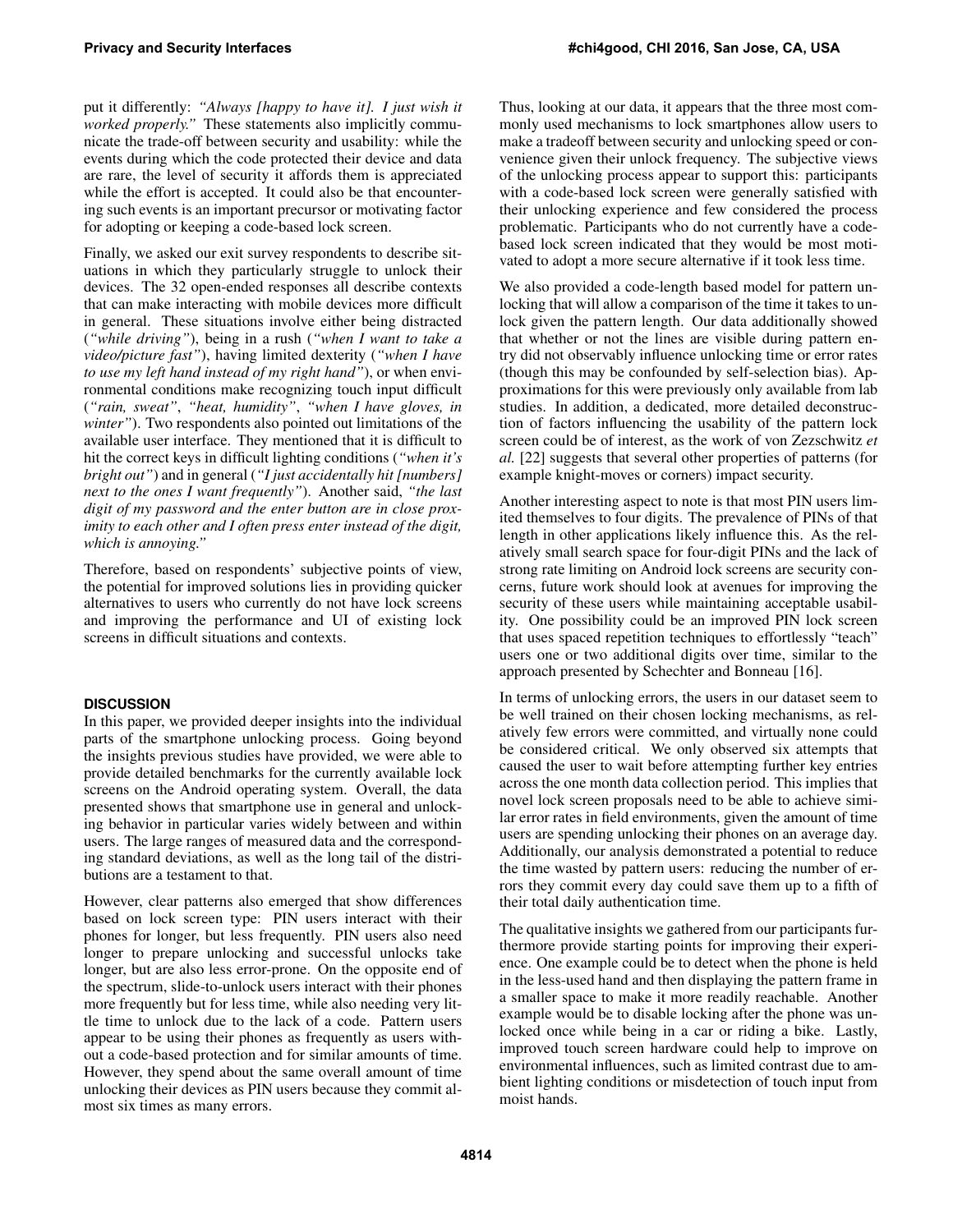put it differently: *"Always [happy to have it]. I just wish it worked properly."* These statements also implicitly communicate the trade-off between security and usability: while the events during which the code protected their device and data are rare, the level of security it affords them is appreciated while the effort is accepted. It could also be that encountering such events is an important precursor or motivating factor for adopting or keeping a code-based lock screen.

Finally, we asked our exit survey respondents to describe situations in which they particularly struggle to unlock their devices. The 32 open-ended responses all describe contexts that can make interacting with mobile devices more difficult in general. These situations involve either being distracted (*"while driving"*), being in a rush (*"when I want to take a video/picture fast"*), having limited dexterity (*"when I have to use my left hand instead of my right hand"*), or when environmental conditions make recognizing touch input difficult (*"rain, sweat"*, *"heat, humidity"*, *"when I have gloves, in winter"*). Two respondents also pointed out limitations of the available user interface. They mentioned that it is difficult to hit the correct keys in difficult lighting conditions (*"when it's bright out"*) and in general (*"I just accidentally hit [numbers] next to the ones I want frequently"*). Another said, *"the last digit of my password and the enter button are in close proximity to each other and I often press enter instead of the digit, which is annoying."*

Therefore, based on respondents' subjective points of view, the potential for improved solutions lies in providing quicker alternatives to users who currently do not have lock screens and improving the performance and UI of existing lock screens in difficult situations and contexts.

## DISCUSSION

In this paper, we provided deeper insights into the individual parts of the smartphone unlocking process. Going beyond the insights previous studies have provided, we were able to provide detailed benchmarks for the currently available lock screens on the Android operating system. Overall, the data presented shows that smartphone use in general and unlocking behavior in particular varies widely between and within users. The large ranges of measured data and the corresponding standard deviations, as well as the long tail of the distributions are a testament to that.

However, clear patterns also emerged that show differences based on lock screen type: PIN users interact with their phones for longer, but less frequently. PIN users also need longer to prepare unlocking and successful unlocks take longer, but are also less error-prone. On the opposite end of the spectrum, slide-to-unlock users interact with their phones more frequently but for less time, while also needing very little time to unlock due to the lack of a code. Pattern users appear to be using their phones as frequently as users without a code-based protection and for similar amounts of time. However, they spend about the same overall amount of time unlocking their devices as PIN users because they commit almost six times as many errors.

Thus, looking at our data, it appears that the three most commonly used mechanisms to lock smartphones allow users to make a tradeoff between security and unlocking speed or convenience given their unlock frequency. The subjective views of the unlocking process appear to support this: participants with a code-based lock screen were generally satisfied with their unlocking experience and few considered the process problematic. Participants who do not currently have a code-based lock screen indicated that they would be most motivated to adopt a more secure alternative if it took less time.

We also provided a code-length based model for pattern unlocking that will allow a comparison of the time it takes to unlock given the pattern length. Our data additionally showed that whether or not the lines are visible during pattern entry did not observably influence unlocking time or error rates (though this may be confounded by self-selection bias). Approximations for this were previously only available from lab studies. In addition, a dedicated, more detailed deconstruction of factors influencing the usability of the pattern lock screen could be of interest, as the work of von Zezschwitz *et al.* [22] suggests that several other properties of patterns (for example knight-moves or corners) impact security.

Another interesting aspect to note is that most PIN users limited themselves to four digits. The prevalence of PINs of that length in other applications likely influence this. As the relatively small search space for four-digit PINs and the lack of strong rate limiting on Android lock screens are security concerns, future work should look at avenues for improving the security of these users while maintaining acceptable usability. One possibility could be an improved PIN lock screen that uses spaced repetition techniques to effortlessly "teach" users one or two additional digits over time, similar to the approach presented by Schechter and Bonneau [16].

In terms of unlocking errors, the users in our dataset seem to be well trained on their chosen locking mechanisms, as relatively few errors were committed, and virtually none could be considered critical. We only observed six attempts that caused the user to wait before attempting further key entries across the one month data collection period. This implies that novel lock screen proposals need to be able to achieve similar error rates in field environments, given the amount of time users are spending unlocking their phones on an average day. Additionally, our analysis demonstrated a potential to reduce the time wasted by pattern users: reducing the number of errors they commit every day could save them up to a fifth of their total daily authentication time.

The qualitative insights we gathered from our participants furthermore provide starting points for improving their experience. One example could be to detect when the phone is held in the less-used hand and then displaying the pattern frame in a smaller space to make it more readily reachable. Another example would be to disable locking after the phone was unlocked once while being in a car or riding a bike. Lastly, improved touch screen hardware could help to improve on environmental influences, such as limited contrast due to ambient lighting conditions or misdetection of touch input from moist hands.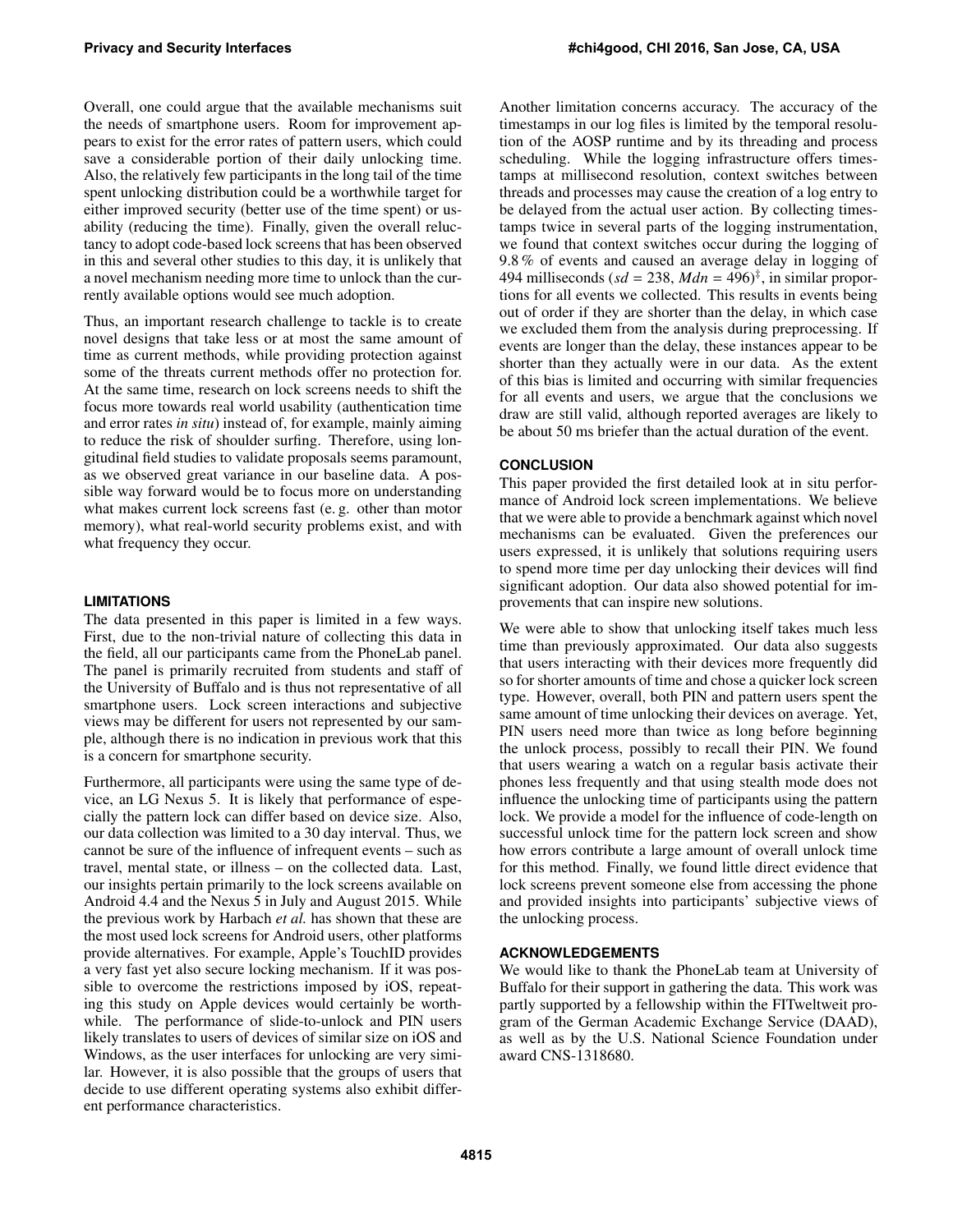Overall, one could argue that the available mechanisms suit the needs of smartphone users. Room for improvement appears to exist for the error rates of pattern users, which could save a considerable portion of their daily unlocking time. Also, the relatively few participants in the long tail of the time spent unlocking distribution could be a worthwhile target for either improved security (better use of the time spent) or usability (reducing the time). Finally, given the overall reluctancy to adopt code-based lock screens that has been observed in this and several other studies to this day, it is unlikely that a novel mechanism needing more time to unlock than the currently available options would see much adoption.

Thus, an important research challenge to tackle is to create novel designs that take less or at most the same amount of time as current methods, while providing protection against some of the threats current methods offer no protection for. At the same time, research on lock screens needs to shift the focus more towards real world usability (authentication time and error rates *in situ*) instead of, for example, mainly aiming to reduce the risk of shoulder surfing. Therefore, using longitudinal field studies to validate proposals seems paramount, as we observed great variance in our baseline data. A possible way forward would be to focus more on understanding what makes current lock screens fast (e. g. other than motor memory), what real-world security problems exist, and with what frequency they occur.

## LIMITATIONS

The data presented in this paper is limited in a few ways. First, due to the non-trivial nature of collecting this data in the field, all our participants came from the PhoneLab panel. The panel is primarily recruited from students and staff of the University of Buffalo and is thus not representative of all smartphone users. Lock screen interactions and subjective views may be different for users not represented by our sample, although there is no indication in previous work that this is a concern for smartphone security.

Furthermore, all participants were using the same type of device, an LG Nexus 5. It is likely that performance of especially the pattern lock can differ based on device size. Also, our data collection was limited to a 30 day interval. Thus, we cannot be sure of the influence of infrequent events – such as travel, mental state, or illness – on the collected data. Last, our insights pertain primarily to the lock screens available on Android 4.4 and the Nexus 5 in July and August 2015. While the previous work by Harbach *et al.* has shown that these are the most used lock screens for Android users, other platforms provide alternatives. For example, Apple's TouchID provides a very fast yet also secure locking mechanism. If it was possible to overcome the restrictions imposed by iOS, repeating this study on Apple devices would certainly be worthwhile. The performance of slide-to-unlock and PIN users likely translates to users of devices of similar size on iOS and Windows, as the user interfaces for unlocking are very similar. However, it is also possible that the groups of users that decide to use different operating systems also exhibit different performance characteristics.

Another limitation concerns accuracy. The accuracy of the timestamps in our log files is limited by the temporal resolution of the AOSP runtime and by its threading and process scheduling. While the logging infrastructure offers timestamps at millisecond resolution, context switches between threads and processes may cause the creation of a log entry to be delayed from the actual user action. By collecting timestamps twice in several parts of the logging instrumentation, we found that context switches occur during the logging of 9.8 % of events and caused an average delay in logging of 494 milliseconds ($sd$ = 238, $Mdn$ = 496)[‡], in similar proportions for all events we collected. This results in events being out of order if they are shorter than the delay, in which case we excluded them from the analysis during preprocessing. If events are longer than the delay, these instances appear to be shorter than they actually were in our data. As the extent of this bias is limited and occurring with similar frequencies for all events and users, we argue that the conclusions we draw are still valid, although reported averages are likely to be about 50 ms briefer than the actual duration of the event.

## CONCLUSION

This paper provided the first detailed look at in situ performance of Android lock screen implementations. We believe that we were able to provide a benchmark against which novel mechanisms can be evaluated. Given the preferences our users expressed, it is unlikely that solutions requiring users to spend more time per day unlocking their devices will find significant adoption. Our data also showed potential for improvements that can inspire new solutions.

We were able to show that unlocking itself takes much less time than previously approximated. Our data also suggests that users interacting with their devices more frequently did so for shorter amounts of time and chose a quicker lock screen type. However, overall, both PIN and pattern users spent the same amount of time unlocking their devices on average. Yet, PIN users need more than twice as long before beginning the unlock process, possibly to recall their PIN. We found that users wearing a watch on a regular basis activate their phones less frequently and that using stealth mode does not influence the unlocking time of participants using the pattern lock. We provide a model for the influence of code-length on successful unlock time for the pattern lock screen and show how errors contribute a large amount of overall unlock time for this method. Finally, we found little direct evidence that lock screens prevent someone else from accessing the phone and provided insights into participants' subjective views of the unlocking process.

## ACKNOWLEDGEMENTS

We would like to thank the PhoneLab team at University of Buffalo for their support in gathering the data. This work was partly supported by a fellowship within the FITweltweit program of the German Academic Exchange Service (DAAD), as well as by the U.S. National Science Foundation under award CNS-1318680.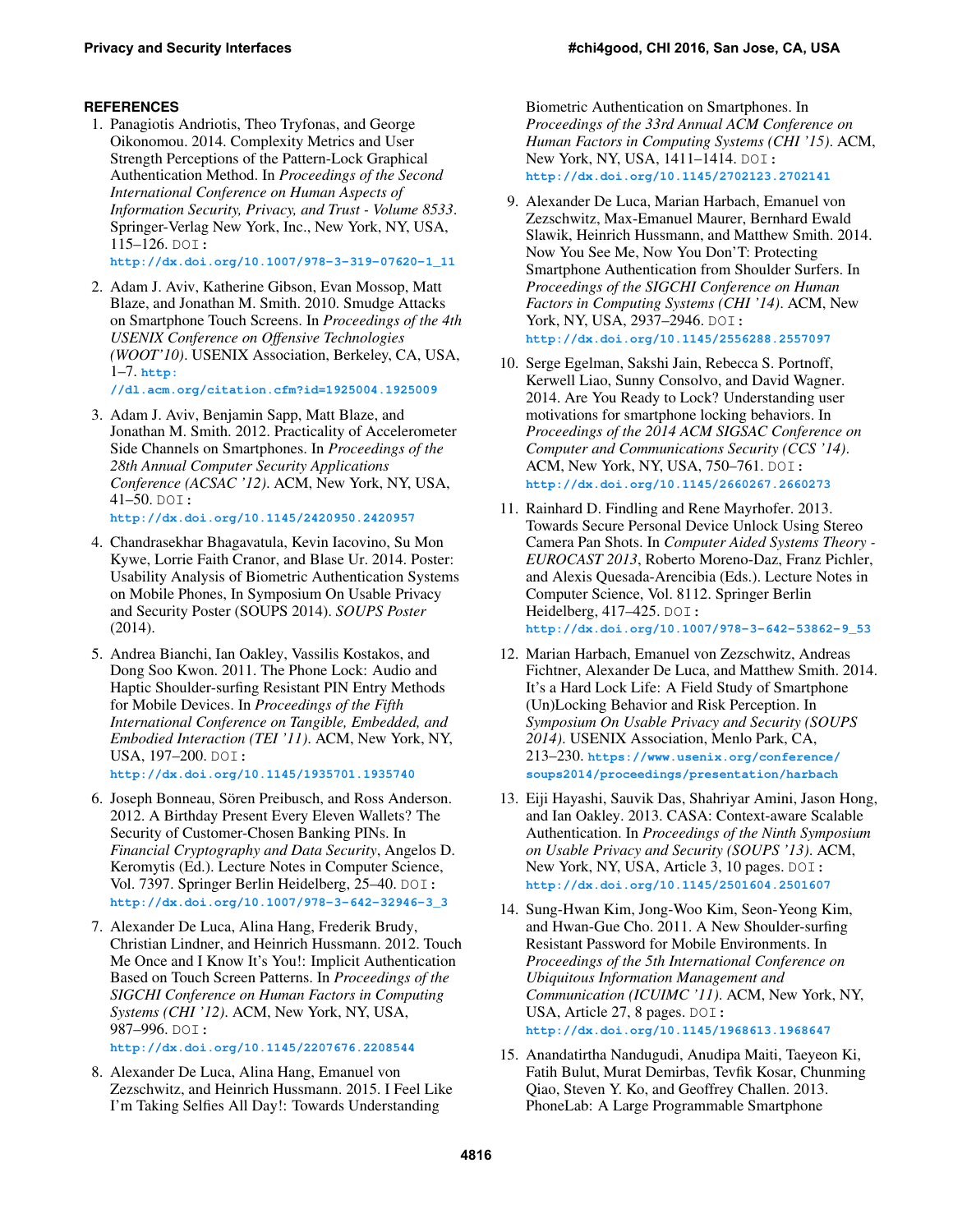## REFERENCES

1. Panagiotis Andriotis, Theo Tryfonas, and George Oikonomou. 2014. Complexity Metrics and User Strength Perceptions of the Pattern-Lock Graphical Authentication Method. In *Proceedings of the Second International Conference on Human Aspects of Information Security, Privacy, and Trust - Volume 8533*. Springer-Verlag New York, Inc., New York, NY, USA, 115–126. DOI: http://dx.doi.org/10.1007/978-3-319-07620-1_11

2. Adam J. Aviv, Katherine Gibson, Evan Mossop, Matt Blaze, and Jonathan M. Smith. 2010. Smudge Attacks on Smartphone Touch Screens. In *Proceedings of the 4th USENIX Conference on Offensive Technologies (WOOT'10)*. USENIX Association, Berkeley, CA, USA, 1–7. http://dl.acm.org/citation.cfm?id=1925004.1925009

3. Adam J. Aviv, Benjamin Sapp, Matt Blaze, and Jonathan M. Smith. 2012. Practicality of Accelerometer Side Channels on Smartphones. In *Proceedings of the 28th Annual Computer Security Applications Conference (ACSAC '12)*. ACM, New York, NY, USA, 41–50. DOI: http://dx.doi.org/10.1145/2420950.2420957

4. Chandrasekhar Bhagavatula, Kevin Iacovino, Su Mon Kywe, Lorrie Faith Cranor, and Blase Ur. 2014. Poster: Usability Analysis of Biometric Authentication Systems on Mobile Phones, In Symposium On Usable Privacy and Security Poster (SOUPS 2014). *SOUPS Poster* (2014).

5. Andrea Bianchi, Ian Oakley, Vassilis Kostakos, and Dong Soo Kwon. 2011. The Phone Lock: Audio and Haptic Shoulder-surfing Resistant PIN Entry Methods for Mobile Devices. In *Proceedings of the Fifth International Conference on Tangible, Embedded, and Embodied Interaction (TEI '11)*. ACM, New York, NY, USA, 197–200. DOI: http://dx.doi.org/10.1145/1935701.1935740

6. Joseph Bonneau, Sören Preibusch, and Ross Anderson. 2012. A Birthday Present Every Eleven Wallets? The Security of Customer-Chosen Banking PINs. In *Financial Cryptography and Data Security*, Angelos D. Keromytis (Ed.). Lecture Notes in Computer Science, Vol. 7397. Springer Berlin Heidelberg, 25–40. DOI: http://dx.doi.org/10.1007/978-3-642-32946-3_3

7. Alexander De Luca, Alina Hang, Frederik Brudy, Christian Lindner, and Heinrich Hussmann. 2012. Touch Me Once and I Know It's You!: Implicit Authentication Based on Touch Screen Patterns. In *Proceedings of the SIGCHI Conference on Human Factors in Computing Systems (CHI '12)*. ACM, New York, NY, USA, 987–996. DOI: http://dx.doi.org/10.1145/2207676.2208544

8. Alexander De Luca, Alina Hang, Emanuel von Zezschwitz, and Heinrich Hussmann. 2015. I Feel Like I'm Taking Selfies All Day!: Towards Understanding Biometric Authentication on Smartphones. In *Proceedings of the 33rd Annual ACM Conference on Human Factors in Computing Systems (CHI '15)*. ACM, New York, NY, USA, 1411–1414. DOI: http://dx.doi.org/10.1145/2702123.2702141

9. Alexander De Luca, Marian Harbach, Emanuel von Zezschwitz, Max-Emanuel Maurer, Bernhard Ewald Slawik, Heinrich Hussmann, and Matthew Smith. 2014. Now You See Me, Now You Don'T: Protecting Smartphone Authentication from Shoulder Surfers. In *Proceedings of the SIGCHI Conference on Human Factors in Computing Systems (CHI '14)*. ACM, New York, NY, USA, 2937–2946. DOI: http://dx.doi.org/10.1145/2556288.2557097

10. Serge Egelman, Sakshi Jain, Rebecca S. Portnoff, Kerwell Liao, Sunny Consolvo, and David Wagner. 2014. Are You Ready to Lock? Understanding user motivations for smartphone locking behaviors. In *Proceedings of the 2014 ACM SIGSAC Conference on Computer and Communications Security (CCS '14)*. ACM, New York, NY, USA, 750–761. DOI: http://dx.doi.org/10.1145/2660267.2660273

11. Rainhard D. Findling and Rene Mayrhofer. 2013. Towards Secure Personal Device Unlock Using Stereo Camera Pan Shots. In *Computer Aided Systems Theory - EUROCAST 2013*, Roberto Moreno-Daz, Franz Pichler, and Alexis Quesada-Arencibia (Eds.). Lecture Notes in Computer Science, Vol. 8112. Springer Berlin Heidelberg, 417–425. DOI: http://dx.doi.org/10.1007/978-3-642-53862-9_53

12. Marian Harbach, Emanuel von Zezschwitz, Andreas Fichtner, Alexander De Luca, and Matthew Smith. 2014. It's a Hard Lock Life: A Field Study of Smartphone (Un)Locking Behavior and Risk Perception. In *Symposium On Usable Privacy and Security (SOUPS 2014)*. USENIX Association, Menlo Park, CA, 213–230. https://www.usenix.org/conference/soups2014/proceedings/presentation/harbach

13. Eiji Hayashi, Sauvik Das, Shahriyar Amini, Jason Hong, and Ian Oakley. 2013. CASA: Context-aware Scalable Authentication. In *Proceedings of the Ninth Symposium on Usable Privacy and Security (SOUPS '13)*. ACM, New York, NY, USA, Article 3, 10 pages. DOI: http://dx.doi.org/10.1145/2501604.2501607

14. Sung-Hwan Kim, Jong-Woo Kim, Seon-Yeong Kim, and Hwan-Gue Cho. 2011. A New Shoulder-surfing Resistant Password for Mobile Environments. In *Proceedings of the 5th International Conference on Ubiquitous Information Management and Communication (ICUIMC '11)*. ACM, New York, NY, USA, Article 27, 8 pages. DOI: http://dx.doi.org/10.1145/1968613.1968647

15. Anandatirtha Nandugudi, Anudipa Maiti, Taeyeon Ki, Fatih Bulut, Murat Demirbas, Tevfik Kosar, Chunming Qiao, Steven Y. Ko, and Geoffrey Challen. 2013. PhoneLab: A Large Programmable Smartphone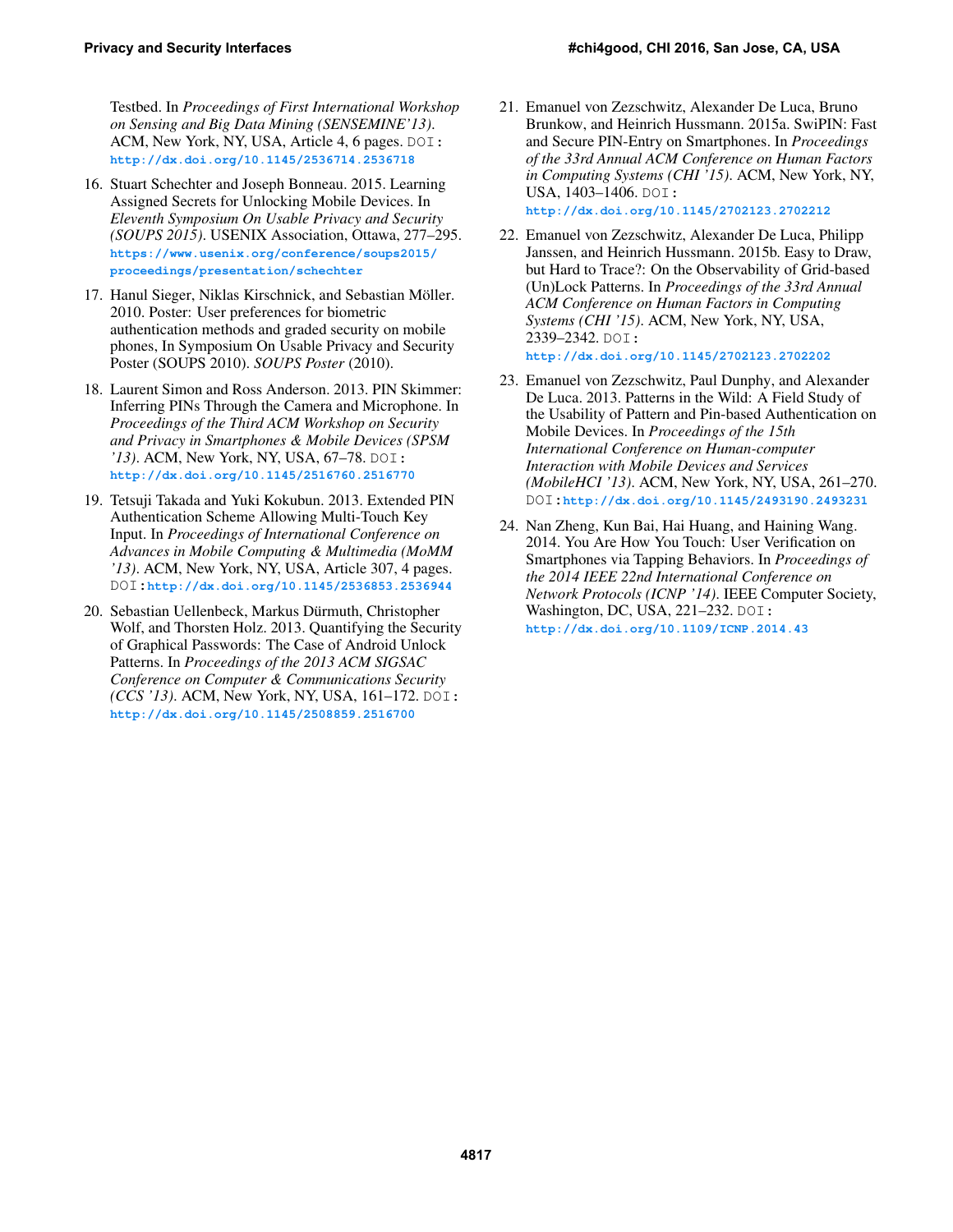Testbed. In *Proceedings of First International Workshop on Sensing and Big Data Mining (SENSEMINE'13)*. ACM, New York, NY, USA, Article 4, 6 pages. DOI: http://dx.doi.org/10.1145/2536714.2536718

16. Stuart Schechter and Joseph Bonneau. 2015. Learning Assigned Secrets for Unlocking Mobile Devices. In *Eleventh Symposium On Usable Privacy and Security (SOUPS 2015)*. USENIX Association, Ottawa, 277–295. https://www.usenix.org/conference/soups2015/proceedings/presentation/schechter

17. Hanul Sieger, Niklas Kirschnick, and Sebastian Möller. 2010. Poster: User preferences for biometric authentication methods and graded security on mobile phones, In Symposium On Usable Privacy and Security Poster (SOUPS 2010). *SOUPS Poster* (2010).

18. Laurent Simon and Ross Anderson. 2013. PIN Skimmer: Inferring PINs Through the Camera and Microphone. In *Proceedings of the Third ACM Workshop on Security and Privacy in Smartphones & Mobile Devices (SPSM '13)*. ACM, New York, NY, USA, 67–78. DOI: http://dx.doi.org/10.1145/2516760.2516770

19. Tetsuji Takada and Yuki Kokubun. 2013. Extended PIN Authentication Scheme Allowing Multi-Touch Key Input. In *Proceedings of International Conference on Advances in Mobile Computing & Multimedia (MoMM '13)*. ACM, New York, NY, USA, Article 307, 4 pages. DOI: http://dx.doi.org/10.1145/2536853.2536944

20. Sebastian Uellenbeck, Markus Dürmuth, Christopher Wolf, and Thorsten Holz. 2013. Quantifying the Security of Graphical Passwords: The Case of Android Unlock Patterns. In *Proceedings of the 2013 ACM SIGSAC Conference on Computer & Communications Security (CCS '13)*. ACM, New York, NY, USA, 161–172. DOI: http://dx.doi.org/10.1145/2508859.2516700

21. Emanuel von Zezschwitz, Alexander De Luca, Bruno Brunkow, and Heinrich Hussmann. 2015a. SwiPIN: Fast and Secure PIN-Entry on Smartphones. In *Proceedings of the 33rd Annual ACM Conference on Human Factors in Computing Systems (CHI '15)*. ACM, New York, NY, USA, 1403–1406. DOI: http://dx.doi.org/10.1145/2702123.2702212

22. Emanuel von Zezschwitz, Alexander De Luca, Philipp Janssen, and Heinrich Hussmann. 2015b. Easy to Draw, but Hard to Trace?: On the Observability of Grid-based (Un)Lock Patterns. In *Proceedings of the 33rd Annual ACM Conference on Human Factors in Computing Systems (CHI '15)*. ACM, New York, NY, USA, 2339–2342. DOI: http://dx.doi.org/10.1145/2702123.2702202

23. Emanuel von Zezschwitz, Paul Dunphy, and Alexander De Luca. 2013. Patterns in the Wild: A Field Study of the Usability of Pattern and Pin-based Authentication on Mobile Devices. In *Proceedings of the 15th International Conference on Human-computer Interaction with Mobile Devices and Services (MobileHCI '13)*. ACM, New York, NY, USA, 261–270. DOI: http://dx.doi.org/10.1145/2493190.2493231

24. Nan Zheng, Kun Bai, Hai Huang, and Haining Wang. 2014. You Are How You Touch: User Verification on Smartphones via Tapping Behaviors. In *Proceedings of the 2014 IEEE 22nd International Conference on Network Protocols (ICNP '14)*. IEEE Computer Society, Washington, DC, USA, 221–232. DOI: http://dx.doi.org/10.1109/ICNP.2014.43